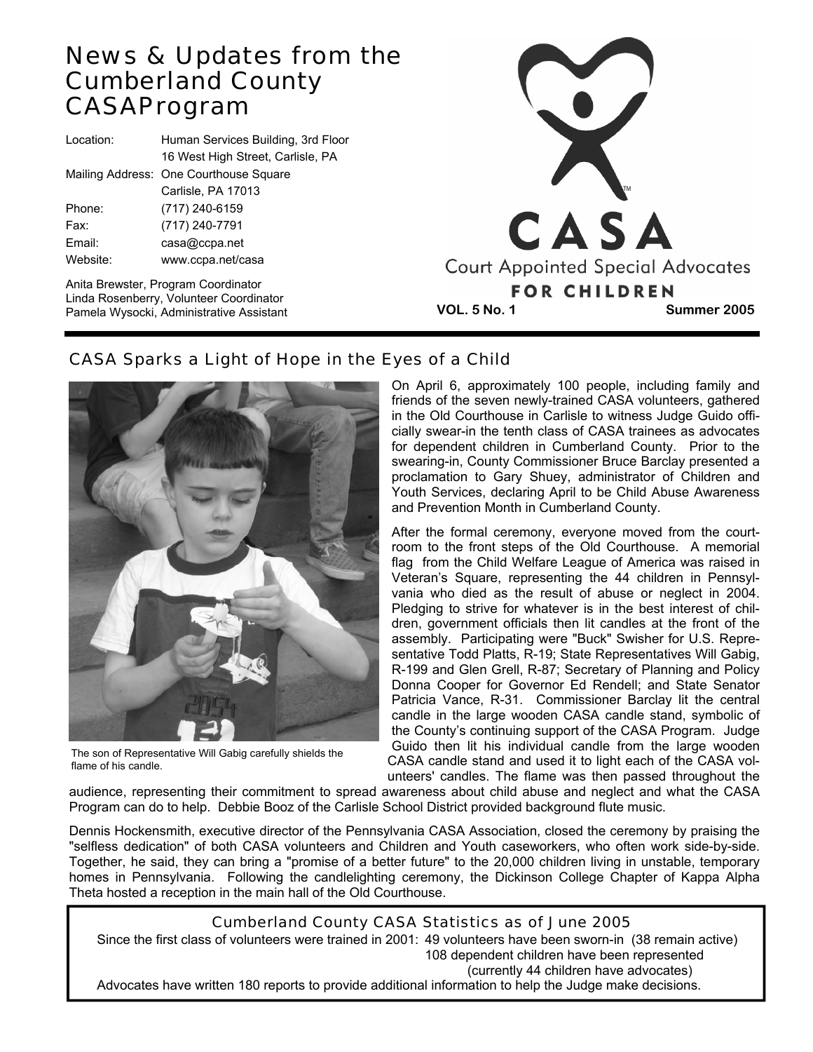# News & Updates from the Cumberland County CASAProgram

| | |
|---|---|
| Location: | Human Services Building, 3rd Floor |
| | 16 West High Street, Carlisle, PA |
| Mailing Address: | One Courthouse Square |
| | Carlisle, PA 17013 |
| Phone: | (717) 240-6159 |
| Fax: | (717) 240-7791 |
| Email: | casa@ccpa.net |
| Website: | www.ccpa.net/casa |

Anita Brewster, Program Coordinator
Linda Rosenberry, Volunteer Coordinator
Pamela Wysocki, Administrative Assistant

CASA
Court Appointed Special Advocates
**FOR CHILDREN**

**VOL. 5 No. 1** **Summer 2005**

## CASA Sparks a Light of Hope in the Eyes of a Child

The son of Representative Will Gabig carefully shields the flame of his candle.

On April 6, approximately 100 people, including family and friends of the seven newly-trained CASA volunteers, gathered in the Old Courthouse in Carlisle to witness Judge Guido officially swear-in the tenth class of CASA trainees as advocates for dependent children in Cumberland County. Prior to the swearing-in, County Commissioner Bruce Barclay presented a proclamation to Gary Shuey, administrator of Children and Youth Services, declaring April to be Child Abuse Awareness and Prevention Month in Cumberland County.

After the formal ceremony, everyone moved from the courtroom to the front steps of the Old Courthouse. A memorial flag from the Child Welfare League of America was raised in Veteran's Square, representing the 44 children in Pennsylvania who died as the result of abuse or neglect in 2004. Pledging to strive for whatever is in the best interest of children, government officials then lit candles at the front of the assembly. Participating were "Buck" Swisher for U.S. Representative Todd Platts, R-19; State Representatives Will Gabig, R-199 and Glen Grell, R-87; Secretary of Planning and Policy Donna Cooper for Governor Ed Rendell; and State Senator Patricia Vance, R-31. Commissioner Barclay lit the central candle in the large wooden CASA candle stand, symbolic of the County's continuing support of the CASA Program. Judge Guido then lit his individual candle from the large wooden CASA candle stand and used it to light each of the CASA volunteers' candles. The flame was then passed throughout the audience, representing their commitment to spread awareness about child abuse and neglect and what the CASA Program can do to help. Debbie Booz of the Carlisle School District provided background flute music.

Dennis Hockensmith, executive director of the Pennsylvania CASA Association, closed the ceremony by praising the "selfless dedication" of both CASA volunteers and Children and Youth caseworkers, who often work side-by-side. Together, he said, they can bring a "promise of a better future" to the 20,000 children living in unstable, temporary homes in Pennsylvania. Following the candlelighting ceremony, the Dickinson College Chapter of Kappa Alpha Theta hosted a reception in the main hall of the Old Courthouse.

### Cumberland County CASA Statistics as of June 2005

Since the first class of volunteers were trained in 2001: 49 volunteers have been sworn-in (38 remain active)
108 dependent children have been represented
(currently 44 children have advocates)

Advocates have written 180 reports to provide additional information to help the Judge make decisions.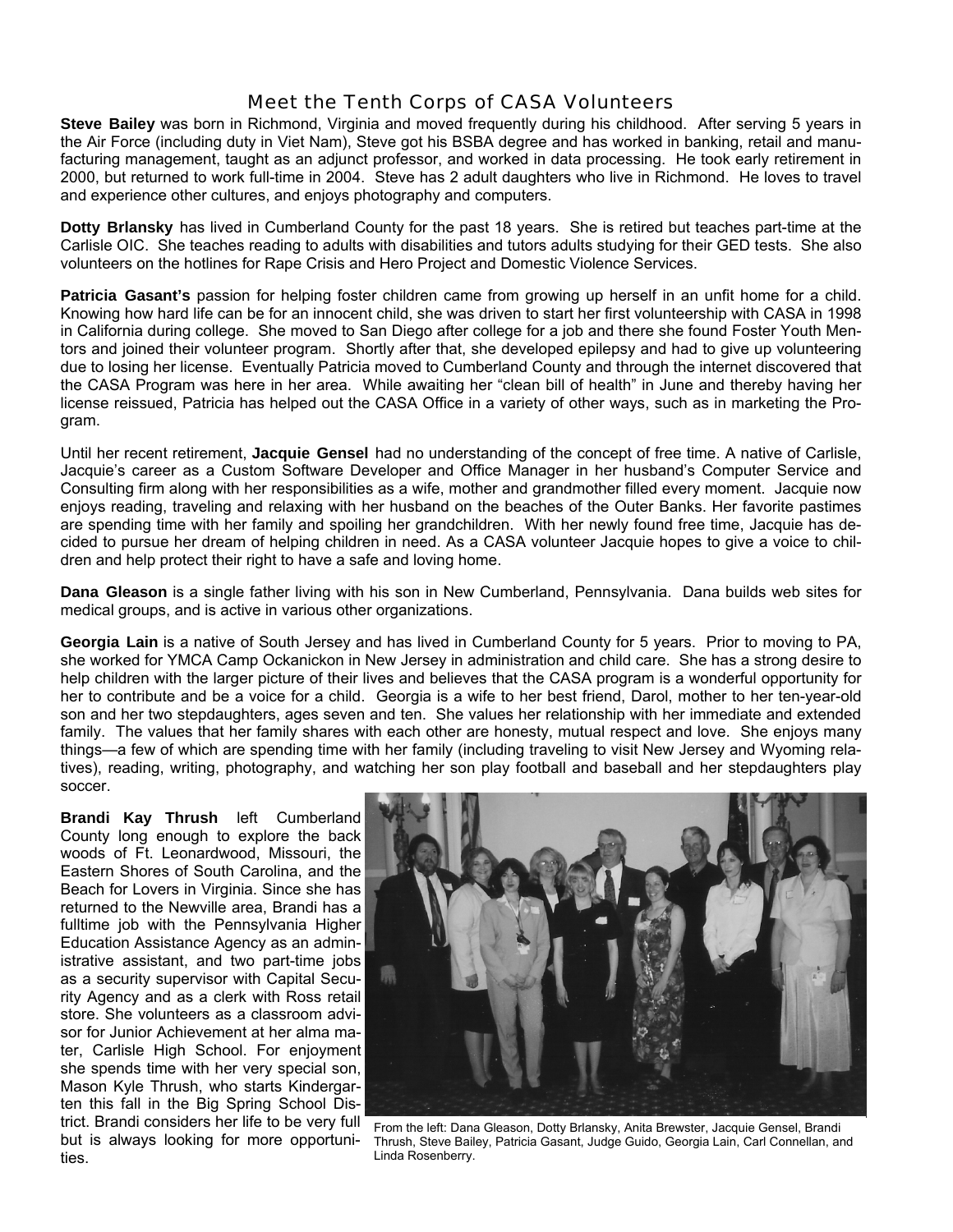# Meet the Tenth Corps of CASA Volunteers

**Steve Bailey** was born in Richmond, Virginia and moved frequently during his childhood. After serving 5 years in the Air Force (including duty in Viet Nam), Steve got his BSBA degree and has worked in banking, retail and manufacturing management, taught as an adjunct professor, and worked in data processing. He took early retirement in 2000, but returned to work full-time in 2004. Steve has 2 adult daughters who live in Richmond. He loves to travel and experience other cultures, and enjoys photography and computers.

**Dotty Brlansky** has lived in Cumberland County for the past 18 years. She is retired but teaches part-time at the Carlisle OIC. She teaches reading to adults with disabilities and tutors adults studying for their GED tests. She also volunteers on the hotlines for Rape Crisis and Hero Project and Domestic Violence Services.

**Patricia Gasant's** passion for helping foster children came from growing up herself in an unfit home for a child. Knowing how hard life can be for an innocent child, she was driven to start her first volunteership with CASA in 1998 in California during college. She moved to San Diego after college for a job and there she found Foster Youth Mentors and joined their volunteer program. Shortly after that, she developed epilepsy and had to give up volunteering due to losing her license. Eventually Patricia moved to Cumberland County and through the internet discovered that the CASA Program was here in her area. While awaiting her "clean bill of health" in June and thereby having her license reissued, Patricia has helped out the CASA Office in a variety of other ways, such as in marketing the Program.

Until her recent retirement, **Jacquie Gensel** had no understanding of the concept of free time. A native of Carlisle, Jacquie's career as a Custom Software Developer and Office Manager in her husband's Computer Service and Consulting firm along with her responsibilities as a wife, mother and grandmother filled every moment. Jacquie now enjoys reading, traveling and relaxing with her husband on the beaches of the Outer Banks. Her favorite pastimes are spending time with her family and spoiling her grandchildren. With her newly found free time, Jacquie has decided to pursue her dream of helping children in need. As a CASA volunteer Jacquie hopes to give a voice to children and help protect their right to have a safe and loving home.

**Dana Gleason** is a single father living with his son in New Cumberland, Pennsylvania. Dana builds web sites for medical groups, and is active in various other organizations.

**Georgia Lain** is a native of South Jersey and has lived in Cumberland County for 5 years. Prior to moving to PA, she worked for YMCA Camp Ockanickon in New Jersey in administration and child care. She has a strong desire to help children with the larger picture of their lives and believes that the CASA program is a wonderful opportunity for her to contribute and be a voice for a child. Georgia is a wife to her best friend, Darol, mother to her ten-year-old son and her two stepdaughters, ages seven and ten. She values her relationship with her immediate and extended family. The values that her family shares with each other are honesty, mutual respect and love. She enjoys many things—a few of which are spending time with her family (including traveling to visit New Jersey and Wyoming relatives), reading, writing, photography, and watching her son play football and baseball and her stepdaughters play soccer.

**Brandi Kay Thrush** left Cumberland County long enough to explore the back woods of Ft. Leonardwood, Missouri, the Eastern Shores of South Carolina, and the Beach for Lovers in Virginia. Since she has returned to the Newville area, Brandi has a fulltime job with the Pennsylvania Higher Education Assistance Agency as an administrative assistant, and two part-time jobs as a security supervisor with Capital Security Agency and as a clerk with Ross retail store. She volunteers as a classroom advisor for Junior Achievement at her alma mater, Carlisle High School. For enjoyment she spends time with her very special son, Mason Kyle Thrush, who starts Kindergarten this fall in the Big Spring School District. Brandi considers her life to be very full but is always looking for more opportunities.

From the left: Dana Gleason, Dotty Brlansky, Anita Brewster, Jacquie Gensel, Brandi Thrush, Steve Bailey, Patricia Gasant, Judge Guido, Georgia Lain, Carl Connellan, and Linda Rosenberry.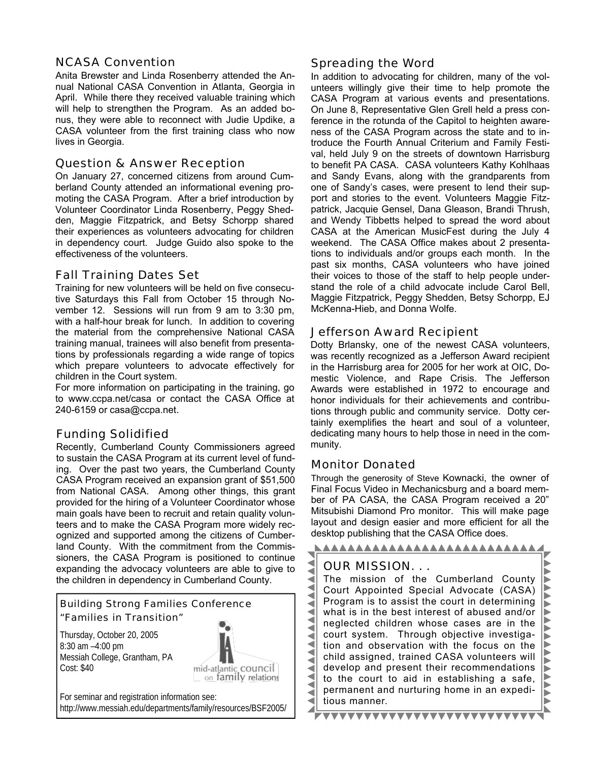## NCASA Convention

Anita Brewster and Linda Rosenberry attended the Annual National CASA Convention in Atlanta, Georgia in April. While there they received valuable training which will help to strengthen the Program. As an added bonus, they were able to reconnect with Judie Updike, a CASA volunteer from the first training class who now lives in Georgia.

## Question & Answer Reception

On January 27, concerned citizens from around Cumberland County attended an informational evening promoting the CASA Program. After a brief introduction by Volunteer Coordinator Linda Rosenberry, Peggy Shedden, Maggie Fitzpatrick, and Betsy Schorpp shared their experiences as volunteers advocating for children in dependency court. Judge Guido also spoke to the effectiveness of the volunteers.

## Fall Training Dates Set

Training for new volunteers will be held on five consecutive Saturdays this Fall from October 15 through November 12. Sessions will run from 9 am to 3:30 pm, with a half-hour break for lunch. In addition to covering the material from the comprehensive National CASA training manual, trainees will also benefit from presentations by professionals regarding a wide range of topics which prepare volunteers to advocate effectively for children in the Court system.

For more information on participating in the training, go to www.ccpa.net/casa or contact the CASA Office at 240-6159 or casa@ccpa.net.

## Funding Solidified

Recently, Cumberland County Commissioners agreed to sustain the CASA Program at its current level of funding. Over the past two years, the Cumberland County CASA Program received an expansion grant of $51,500 from National CASA. Among other things, this grant provided for the hiring of a Volunteer Coordinator whose main goals have been to recruit and retain quality volunteers and to make the CASA Program more widely recognized and supported among the citizens of Cumberland County. With the commitment from the Commissioners, the CASA Program is positioned to continue expanding the advocacy volunteers are able to give to the children in dependency in Cumberland County.

### Building Strong Families Conference "Families in Transition"

Thursday, October 20, 2005
8:30 am –4:00 pm
Messiah College, Grantham, PA
Cost: $40

mid-atlantic council on family relations

For seminar and registration information see:
http://www.messiah.edu/departments/family/resources/BSF2005/

## Spreading the Word

In addition to advocating for children, many of the volunteers willingly give their time to help promote the CASA Program at various events and presentations. On June 8, Representative Glen Grell held a press conference in the rotunda of the Capitol to heighten awareness of the CASA Program across the state and to introduce the Fourth Annual Criterium and Family Festival, held July 9 on the streets of downtown Harrisburg to benefit PA CASA. CASA volunteers Kathy Kohlhaas and Sandy Evans, along with the grandparents from one of Sandy's cases, were present to lend their support and stories to the event. Volunteers Maggie Fitzpatrick, Jacquie Gensel, Dana Gleason, Brandi Thrush, and Wendy Tibbetts helped to spread the word about CASA at the American MusicFest during the July 4 weekend. The CASA Office makes about 2 presentations to individuals and/or groups each month. In the past six months, CASA volunteers who have joined their voices to those of the staff to help people understand the role of a child advocate include Carol Bell, Maggie Fitzpatrick, Peggy Shedden, Betsy Schorpp, EJ McKenna-Hieb, and Donna Wolfe.

## Jefferson Award Recipient

Dotty Brlansky, one of the newest CASA volunteers, was recently recognized as a Jefferson Award recipient in the Harrisburg area for 2005 for her work at OIC, Domestic Violence, and Rape Crisis. The Jefferson Awards were established in 1972 to encourage and honor individuals for their achievements and contributions through public and community service. Dotty certainly exemplifies the heart and soul of a volunteer, dedicating many hours to help those in need in the community.

## Monitor Donated

Through the generosity of Steve Kownacki, the owner of Final Focus Video in Mechanicsburg and a board member of PA CASA, the CASA Program received a 20" Mitsubishi Diamond Pro monitor. This will make page layout and design easier and more efficient for all the desktop publishing that the CASA Office does.

## OUR MISSION. . .

The mission of the Cumberland County Court Appointed Special Advocate (CASA) Program is to assist the court in determining what is in the best interest of abused and/or neglected children whose cases are in the court system. Through objective investigation and observation with the focus on the child assigned, trained CASA volunteers will develop and present their recommendations to the court to aid in establishing a safe, permanent and nurturing home in an expeditious manner.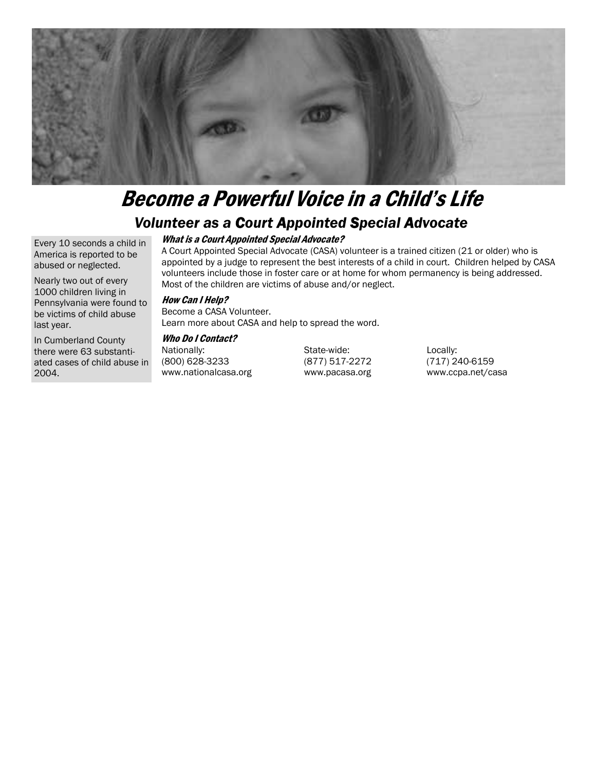# Become a Powerful Voice in a Child's Life

## Volunteer as a Court Appointed Special Advocate

Every 10 seconds a child in America is reported to be abused or neglected.

Nearly two out of every 1000 children living in Pennsylvania were found to be victims of child abuse last year.

In Cumberland County there were 63 substantiated cases of child abuse in 2004.

### *What is a Court Appointed Special Advocate?*

A Court Appointed Special Advocate (CASA) volunteer is a trained citizen (21 or older) who is appointed by a judge to represent the best interests of a child in court. Children helped by CASA volunteers include those in foster care or at home for whom permanency is being addressed. Most of the children are victims of abuse and/or neglect.

### *How Can I Help?*

Become a CASA Volunteer.
Learn more about CASA and help to spread the word.

### *Who Do I Contact?*

| | | |
|---|---|---|
| Nationally: | State-wide: | Locally: |
| (800) 628-3233 | (877) 517-2272 | (717) 240-6159 |
| www.nationalcasa.org | www.pacasa.org | www.ccpa.net/casa |